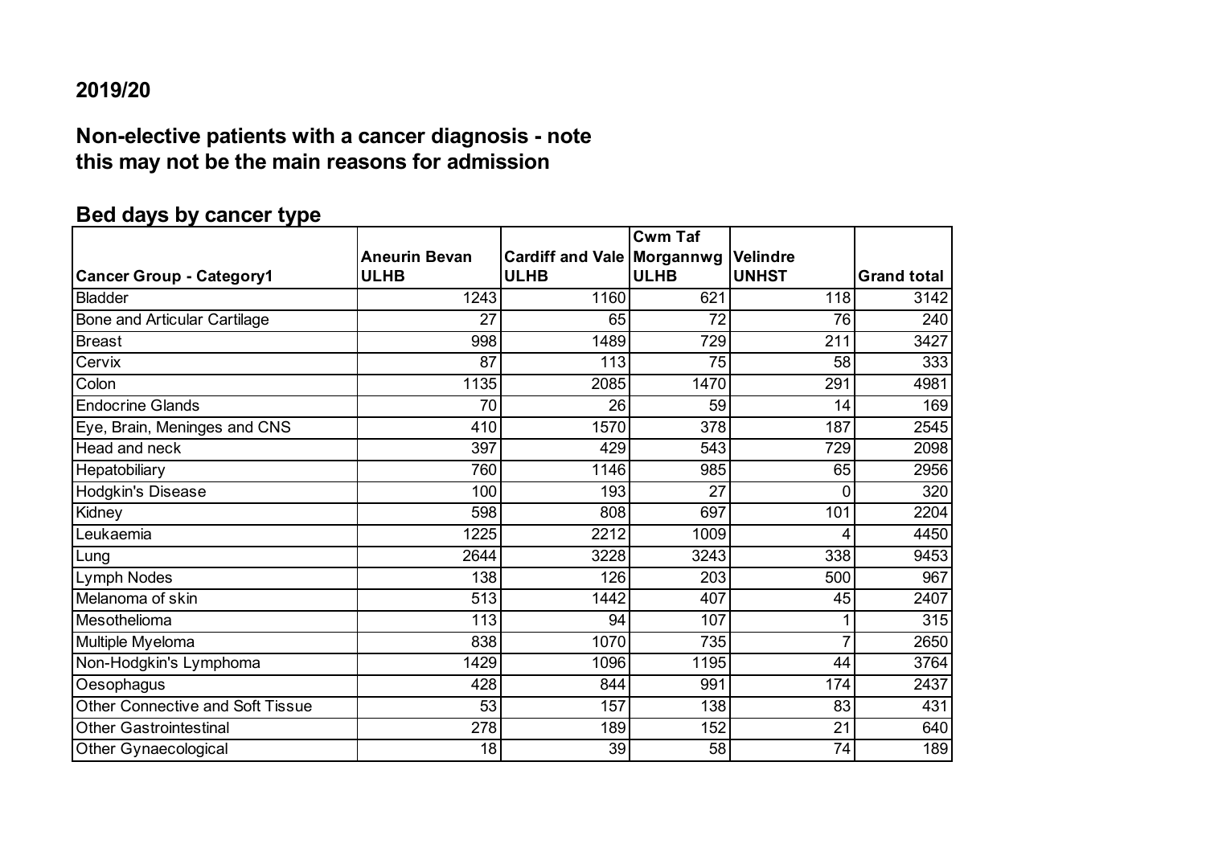## 2019/20

## Non-elective patients with a cancer diagnosis - note this may not be the main reasons for admission

### Bed days by cancer type

| Cancer Group - Category1 | Aneurin Bevan ULHB | Cardiff and Vale ULHB | Cwm Taf Morgannwg ULHB | Velindre UNHST | Grand total |
|---|---|---|---|---|---|
| Bladder | 1243 | 1160 | 621 | 118 | 3142 |
| Bone and Articular Cartilage | 27 | 65 | 72 | 76 | 240 |
| Breast | 998 | 1489 | 729 | 211 | 3427 |
| Cervix | 87 | 113 | 75 | 58 | 333 |
| Colon | 1135 | 2085 | 1470 | 291 | 4981 |
| Endocrine Glands | 70 | 26 | 59 | 14 | 169 |
| Eye, Brain, Meninges and CNS | 410 | 1570 | 378 | 187 | 2545 |
| Head and neck | 397 | 429 | 543 | 729 | 2098 |
| Hepatobiliary | 760 | 1146 | 985 | 65 | 2956 |
| Hodgkin's Disease | 100 | 193 | 27 | 0 | 320 |
| Kidney | 598 | 808 | 697 | 101 | 2204 |
| Leukaemia | 1225 | 2212 | 1009 | 4 | 4450 |
| Lung | 2644 | 3228 | 3243 | 338 | 9453 |
| Lymph Nodes | 138 | 126 | 203 | 500 | 967 |
| Melanoma of skin | 513 | 1442 | 407 | 45 | 2407 |
| Mesothelioma | 113 | 94 | 107 | 1 | 315 |
| Multiple Myeloma | 838 | 1070 | 735 | 7 | 2650 |
| Non-Hodgkin's Lymphoma | 1429 | 1096 | 1195 | 44 | 3764 |
| Oesophagus | 428 | 844 | 991 | 174 | 2437 |
| Other Connective and Soft Tissue | 53 | 157 | 138 | 83 | 431 |
| Other Gastrointestinal | 278 | 189 | 152 | 21 | 640 |
| Other Gynaecological | 18 | 39 | 58 | 74 | 189 |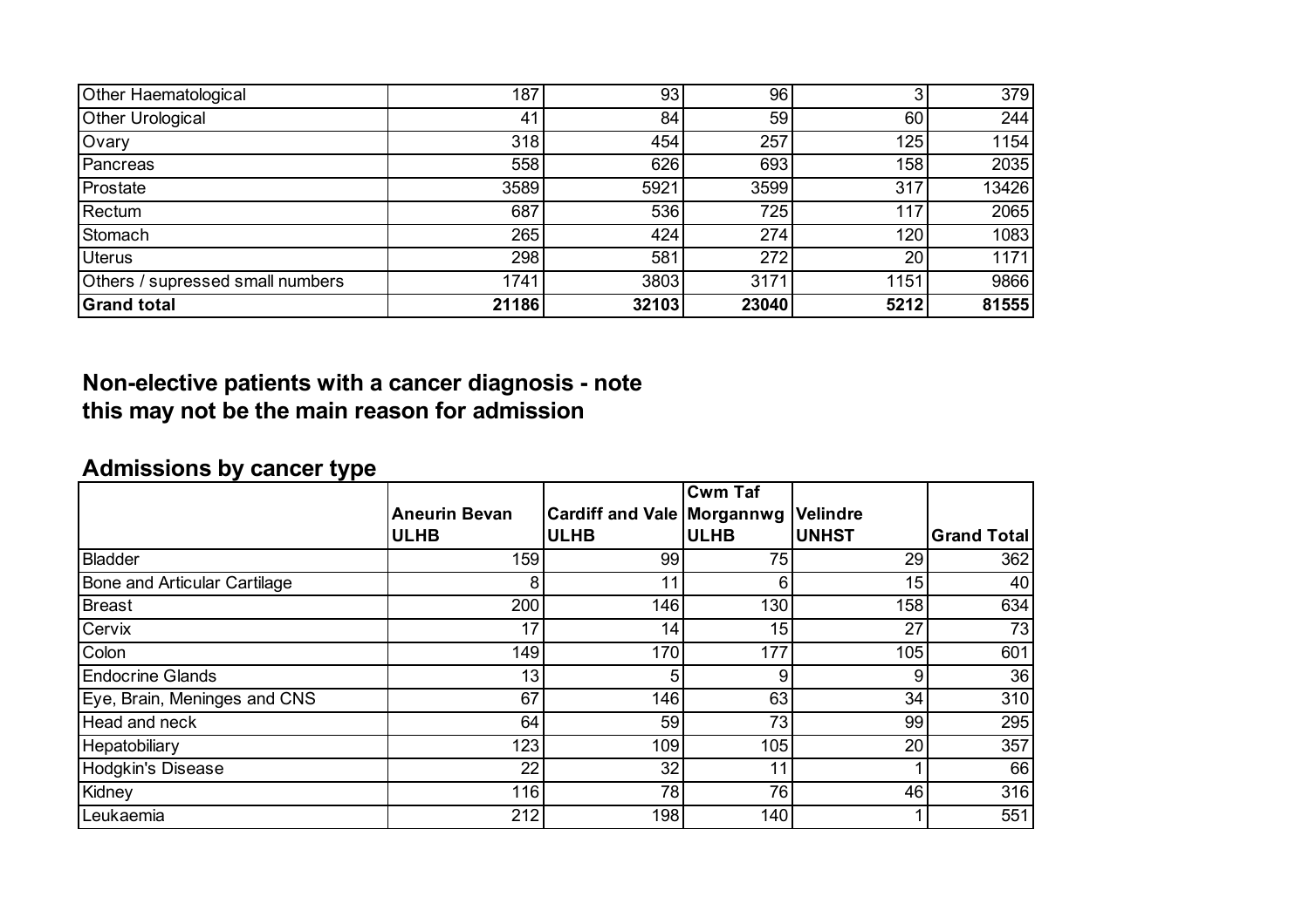| | | | | | |
|---|---|---|---|---|---|
| Other Haematological | 187 | 93 | 96 | 3 | 379 |
| Other Urological | 41 | 84 | 59 | 60 | 244 |
| Ovary | 318 | 454 | 257 | 125 | 1154 |
| Pancreas | 558 | 626 | 693 | 158 | 2035 |
| Prostate | 3589 | 5921 | 3599 | 317 | 13426 |
| Rectum | 687 | 536 | 725 | 117 | 2065 |
| Stomach | 265 | 424 | 274 | 120 | 1083 |
| Uterus | 298 | 581 | 272 | 20 | 1171 |
| Others / supressed small numbers | 1741 | 3803 | 3171 | 1151 | 9866 |
| **Grand total** | **21186** | **32103** | **23040** | **5212** | **81555** |

## Non-elective patients with a cancer diagnosis - note this may not be the main reason for admission

## Admissions by cancer type

| | Aneurin Bevan ULHB | Cardiff and Vale ULHB | Cwm Taf Morgannwg ULHB | Velindre UNHST | Grand Total |
|---|---|---|---|---|---|
| Bladder | 159 | 99 | 75 | 29 | 362 |
| Bone and Articular Cartilage | 8 | 11 | 6 | 15 | 40 |
| Breast | 200 | 146 | 130 | 158 | 634 |
| Cervix | 17 | 14 | 15 | 27 | 73 |
| Colon | 149 | 170 | 177 | 105 | 601 |
| Endocrine Glands | 13 | 5 | 9 | 9 | 36 |
| Eye, Brain, Meninges and CNS | 67 | 146 | 63 | 34 | 310 |
| Head and neck | 64 | 59 | 73 | 99 | 295 |
| Hepatobiliary | 123 | 109 | 105 | 20 | 357 |
| Hodgkin's Disease | 22 | 32 | 11 | 1 | 66 |
| Kidney | 116 | 78 | 76 | 46 | 316 |
| Leukaemia | 212 | 198 | 140 | 1 | 551 |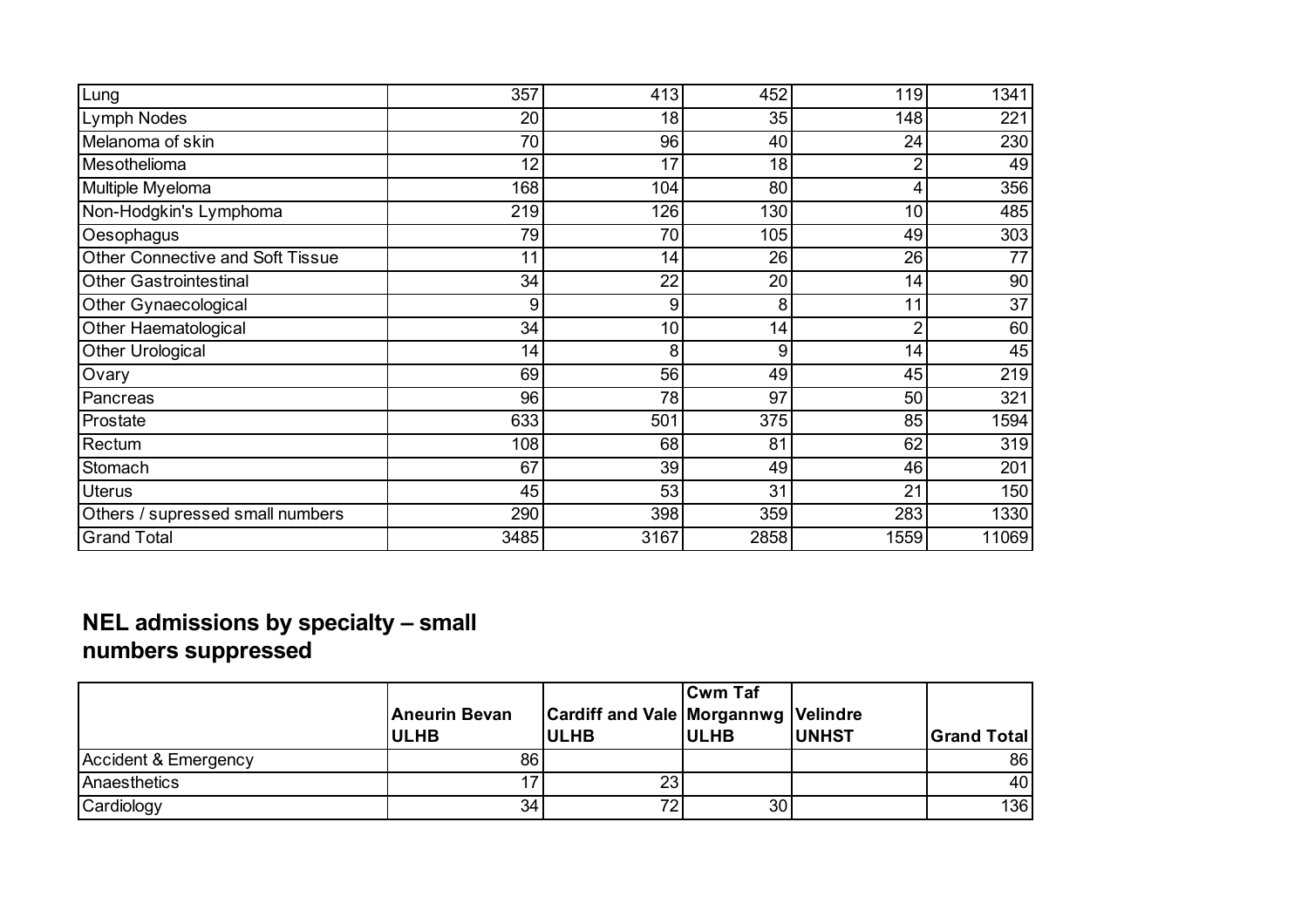| | | | | | |
|---|---|---|---|---|---|
| Lung | 357 | 413 | 452 | 119 | 1341 |
| Lymph Nodes | 20 | 18 | 35 | 148 | 221 |
| Melanoma of skin | 70 | 96 | 40 | 24 | 230 |
| Mesothelioma | 12 | 17 | 18 | 2 | 49 |
| Multiple Myeloma | 168 | 104 | 80 | 4 | 356 |
| Non-Hodgkin's Lymphoma | 219 | 126 | 130 | 10 | 485 |
| Oesophagus | 79 | 70 | 105 | 49 | 303 |
| Other Connective and Soft Tissue | 11 | 14 | 26 | 26 | 77 |
| Other Gastrointestinal | 34 | 22 | 20 | 14 | 90 |
| Other Gynaecological | 9 | 9 | 8 | 11 | 37 |
| Other Haematological | 34 | 10 | 14 | 2 | 60 |
| Other Urological | 14 | 8 | 9 | 14 | 45 |
| Ovary | 69 | 56 | 49 | 45 | 219 |
| Pancreas | 96 | 78 | 97 | 50 | 321 |
| Prostate | 633 | 501 | 375 | 85 | 1594 |
| Rectum | 108 | 68 | 81 | 62 | 319 |
| Stomach | 67 | 39 | 49 | 46 | 201 |
| Uterus | 45 | 53 | 31 | 21 | 150 |
| Others / supressed small numbers | 290 | 398 | 359 | 283 | 1330 |
| Grand Total | 3485 | 3167 | 2858 | 1559 | 11069 |

## NEL admissions by specialty – small numbers suppressed

| | Aneurin Bevan ULHB | Cardiff and Vale ULHB | Cwm Taf Morgannwg ULHB | Velindre UNHST | Grand Total |
|---|---|---|---|---|---|
| Accident & Emergency | 86 | | | | 86 |
| Anaesthetics | 17 | 23 | | | 40 |
| Cardiology | 34 | 72 | 30 | | 136 |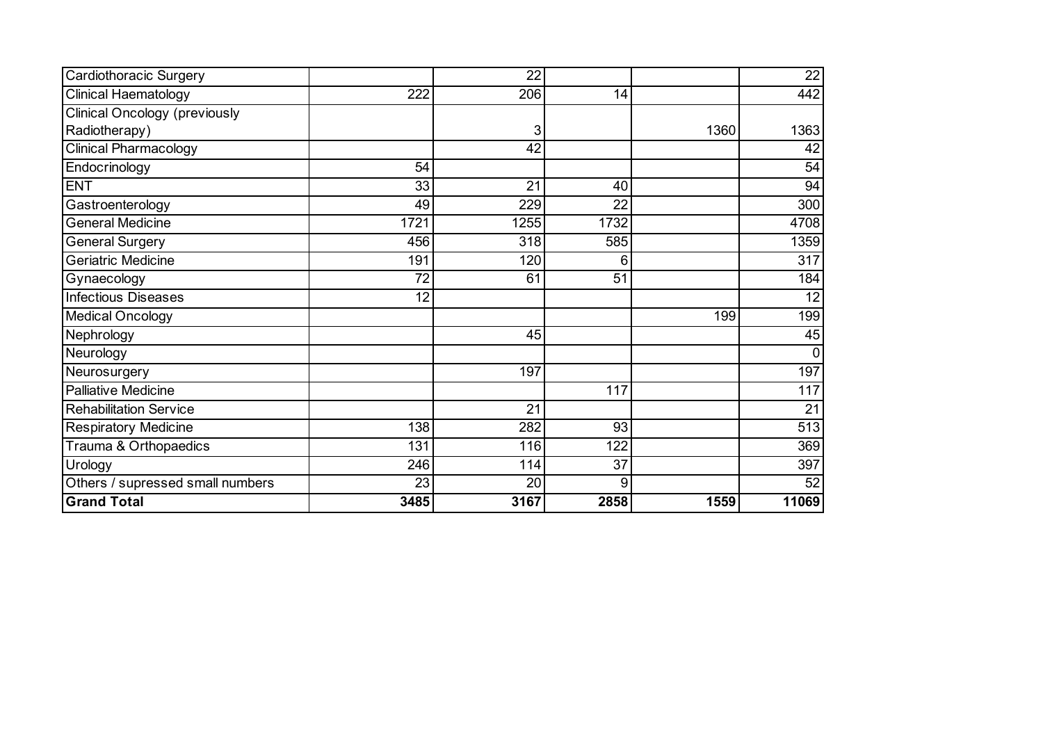| | | | | | |
|---|---|---|---|---|---|
| Cardiothoracic Surgery | | 22 | | | 22 |
| Clinical Haematology | 222 | 206 | 14 | | 442 |
| Clinical Oncology (previously Radiotherapy) | | 3 | | 1360 | 1363 |
| Clinical Pharmacology | | 42 | | | 42 |
| Endocrinology | 54 | | | | 54 |
| ENT | 33 | 21 | 40 | | 94 |
| Gastroenterology | 49 | 229 | 22 | | 300 |
| General Medicine | 1721 | 1255 | 1732 | | 4708 |
| General Surgery | 456 | 318 | 585 | | 1359 |
| Geriatric Medicine | 191 | 120 | 6 | | 317 |
| Gynaecology | 72 | 61 | 51 | | 184 |
| Infectious Diseases | 12 | | | | 12 |
| Medical Oncology | | | | 199 | 199 |
| Nephrology | | 45 | | | 45 |
| Neurology | | | | | 0 |
| Neurosurgery | | 197 | | | 197 |
| Palliative Medicine | | | 117 | | 117 |
| Rehabilitation Service | | 21 | | | 21 |
| Respiratory Medicine | 138 | 282 | 93 | | 513 |
| Trauma & Orthopaedics | 131 | 116 | 122 | | 369 |
| Urology | 246 | 114 | 37 | | 397 |
| Others / supressed small numbers | 23 | 20 | 9 | | 52 |
| **Grand Total** | **3485** | **3167** | **2858** | **1559** | **11069** |